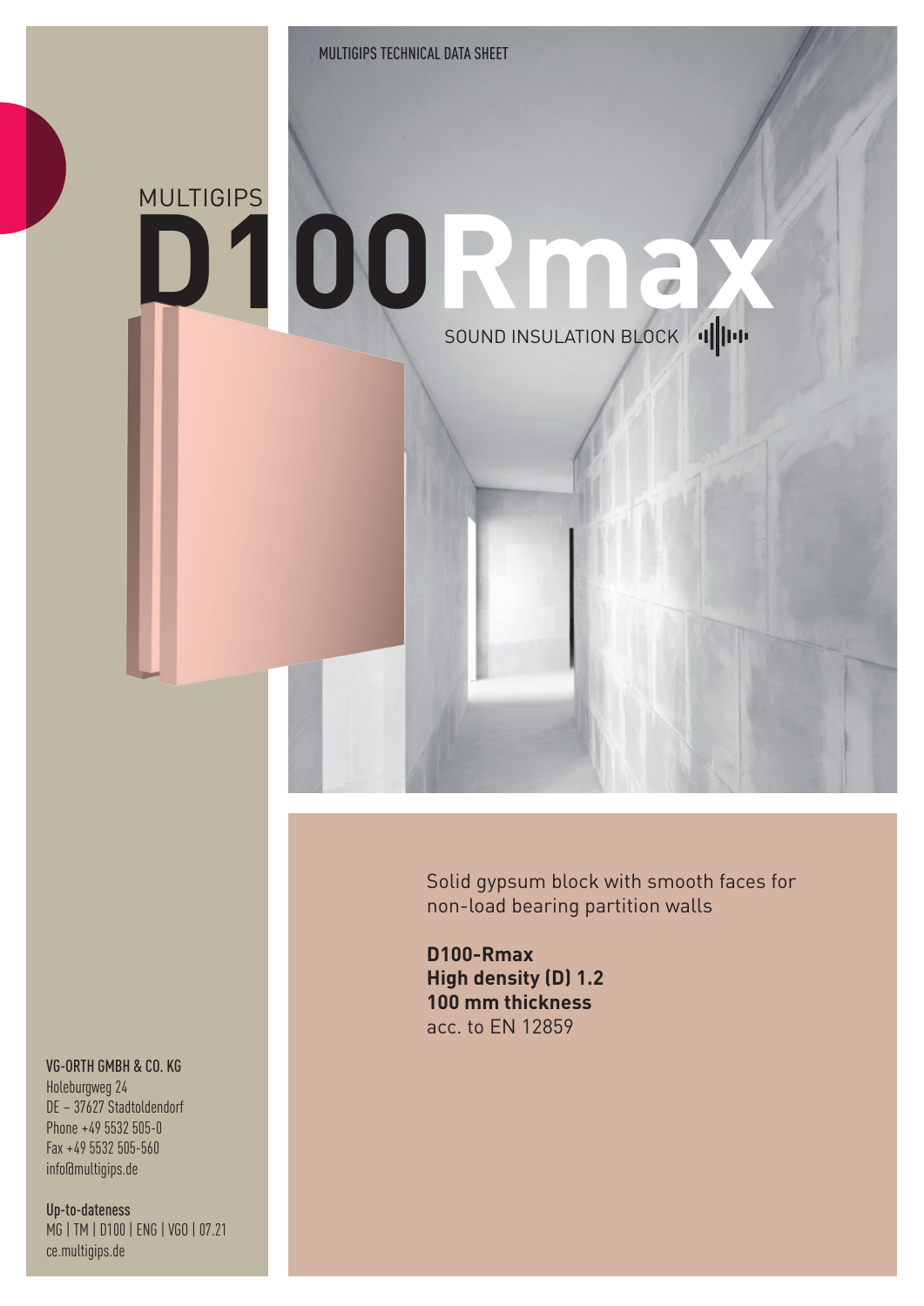MULTIGIPS TECHNICAL DATA SHEET

MULTIGIPS

# D100Rmax

SOUND INSULATION BLOCK

Solid gypsum block with smooth faces for non-load bearing partition walls

**D100-Rmax**
**High density (D) 1.2**
**100 mm thickness**
acc. to EN 12859

VG-ORTH GMBH & CO. KG
Holeburgweg 24
DE – 37627 Stadtoldendorf
Phone +49 5532 505-0
Fax +49 5532 505-560
info@multigips.de

Up-to-dateness
MG | TM | D100 | ENG | VGO | 07.21
ce.multigips.de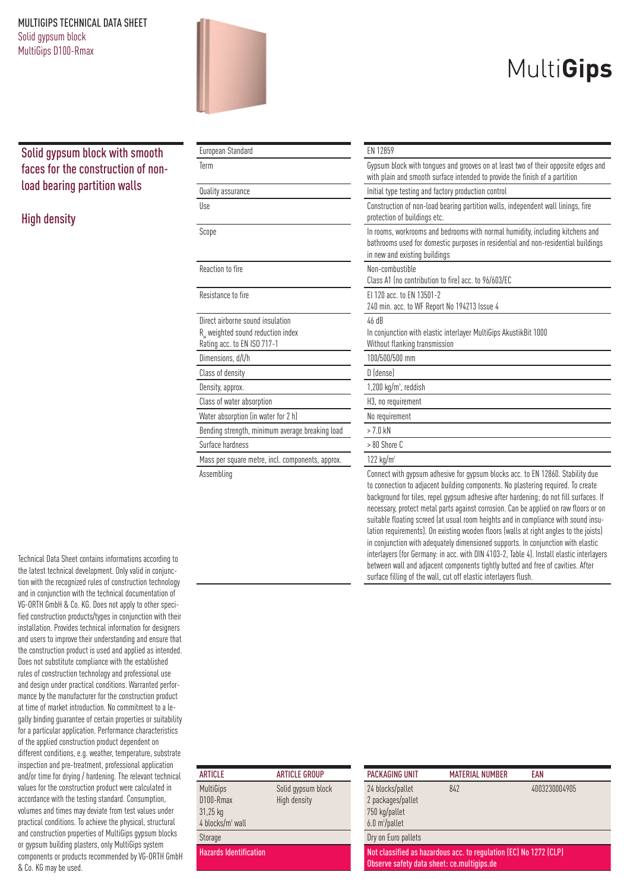MULTIGIPS TECHNICAL DATA SHEET
Solid gypsum block
MultiGips D100-Rmax

MultiGips

## Solid gypsum block with smooth faces for the construction of non-load bearing partition walls

## High density

| | |
|---|---|
| European Standard | EN 12859 |
| Term | Gypsum block with tongues and grooves on at least two of their opposite edges and with plain and smooth surface intended to provide the finish of a partition |
| Quality assurance | Initial type testing and factory production control |
| Use | Construction of non-load bearing partition walls, independent wall linings, fire protection of buildings etc. |
| Scope | In rooms, workrooms and bedrooms with normal humidity, including kitchens and bathrooms used for domestic purposes in residential and non-residential buildings in new and existing buildings |
| Reaction to fire | Non-combustible<br>Class A1 (no contribution to fire) acc. to 96/603/EC |
| Resistance to fire | EI 120 acc. to EN 13501-2<br>240 min. acc. to WF Report No 194213 Issue 4 |
| Direct airborne sound insulation<br>$R_w$ weighted sound reduction index<br>Rating acc. to EN ISO 717-1 | 46 dB<br>In conjunction with elastic interlayer MultiGips AkustikBit 1000<br>Without flanking transmission |
| Dimensions, d/l/h | 100/500/500 mm |
| Class of density | D (dense) |
| Density, approx. | 1,200 kg/m³, reddish |
| Class of water absorption | H3, no requirement |
| Water absorption (in water for 2 h) | No requirement |
| Bending strength, minimum average breaking load | > 7.0 kN |
| Surface hardness | > 80 Shore C |
| Mass per square metre, incl. components, approx. | 122 kg/m² |
| Assembling | Connect with gypsum adhesive for gypsum blocks acc. to EN 12860. Stability due to connection to adjacent building components. No plastering required. To create background for tiles, repel gypsum adhesive after hardening; do not fill surfaces. If necessary, protect metal parts against corrosion. Can be applied on raw floors or on suitable floating screed (at usual room heights and in compliance with sound insulation requirements). On existing wooden floors (walls at right angles to the joists) in conjunction with adequately dimensioned supports. In conjunction with elastic interlayers (for Germany: in acc. with DIN 4103-2, Table 4). Install elastic interlayers between wall and adjacent components tightly butted and free of cavities. After surface filling of the wall, cut off elastic interlayers flush. |

Technical Data Sheet contains informations according to the latest technical development. Only valid in conjunction with the recognized rules of construction technology and in conjunction with the technical documentation of VG-ORTH GmbH & Co. KG. Does not apply to other specified construction products/types in conjunction with their installation. Provides technical information for designers and users to improve their understanding and ensure that the construction product is used and applied as intended. Does not substitute compliance with the established rules of construction technology and professional use and design under practical conditions. Warranted performance by the manufacturer for the construction product at time of market introduction. No commitment to a legally binding guarantee of certain properties or suitability for a particular application. Performance characteristics of the applied construction product dependent on different conditions, e.g. weather, temperature, substrate inspection and pre-treatment, professional application and/or time for drying / hardening. The relevant technical values for the construction product were calculated in accordance with the testing standard. Consumption, volumes and times may deviate from test values under practical conditions. To achieve the physical, structural and construction properties of MultiGips gypsum blocks or gypsum building plasters, only MultiGips system components or products recommended by VG-ORTH GmbH & Co. KG may be used.

| ARTICLE | ARTICLE GROUP | PACKAGING UNIT | MATERIAL NUMBER | EAN |
|---|---|---|---|---|
| MultiGips<br>D100-Rmax<br>31,25 kg<br>4 blocks/m² wall | Solid gypsum block<br>High density | 24 blocks/pallet<br>2 packages/pallet<br>750 kg/pallet<br>6.0 m²/pallet | 842 | 4003230004905 |
| Storage | | Dry on Euro pallets | | |
| Hazards Identification | | Not classified as hazardous acc. to regulation (EC) No 1272 (CLP)<br>Observe safety data sheet: ce.multigips.de | | |